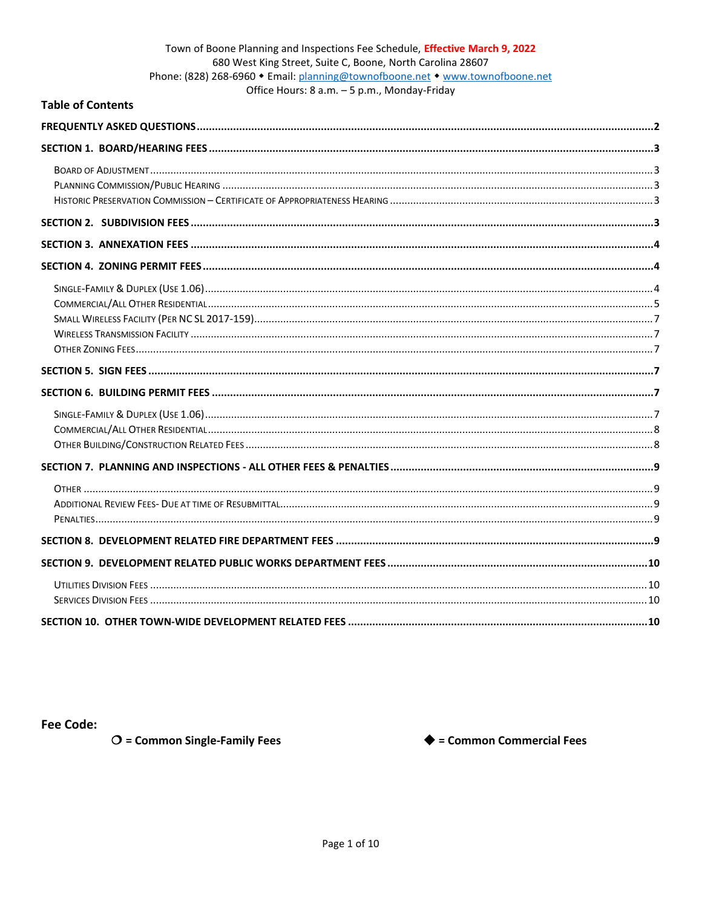Town of Boone Planning and Inspections Fee Schedule, **Effective March 9, 2022**
680 West King Street, Suite C, Boone, North Carolina 28607
Phone: (828) 268-6960 ◆ Email: planning@townofboone.net ◆ www.townofboone.net
Office Hours: 8 a.m. – 5 p.m., Monday-Friday

## Table of Contents

**FREQUENTLY ASKED QUESTIONS** .......... 2

**SECTION 1. BOARD/HEARING FEES** .......... 3

- Board of Adjustment .......... 3
- Planning Commission/Public Hearing .......... 3
- Historic Preservation Commission – Certificate of Appropriateness Hearing .......... 3

**SECTION 2. SUBDIVISION FEES** .......... 3

**SECTION 3. ANNEXATION FEES** .......... 4

**SECTION 4. ZONING PERMIT FEES** .......... 4

- Single-Family & Duplex (Use 1.06) .......... 4
- Commercial/All Other Residential .......... 5
- Small Wireless Facility (Per NC SL 2017-159) .......... 7
- Wireless Transmission Facility .......... 7
- Other Zoning Fees .......... 7

**SECTION 5. SIGN FEES** .......... 7

**SECTION 6. BUILDING PERMIT FEES** .......... 7

- Single-Family & Duplex (Use 1.06) .......... 7
- Commercial/All Other Residential .......... 8
- Other Building/Construction Related Fees .......... 8

**SECTION 7. PLANNING AND INSPECTIONS - ALL OTHER FEES & PENALTIES** .......... 9

- Other .......... 9
- Additional Review Fees- Due at time of Resubmittal .......... 9
- Penalties .......... 9

**SECTION 8. DEVELOPMENT RELATED FIRE DEPARTMENT FEES** .......... 9

**SECTION 9. DEVELOPMENT RELATED PUBLIC WORKS DEPARTMENT FEES** .......... 10

- Utilities Division Fees .......... 10
- Services Division Fees .......... 10

**SECTION 10. OTHER TOWN-WIDE DEVELOPMENT RELATED FEES** .......... 10

**Fee Code:**

**❍ = Common Single-Family Fees**

**◆ = Common Commercial Fees**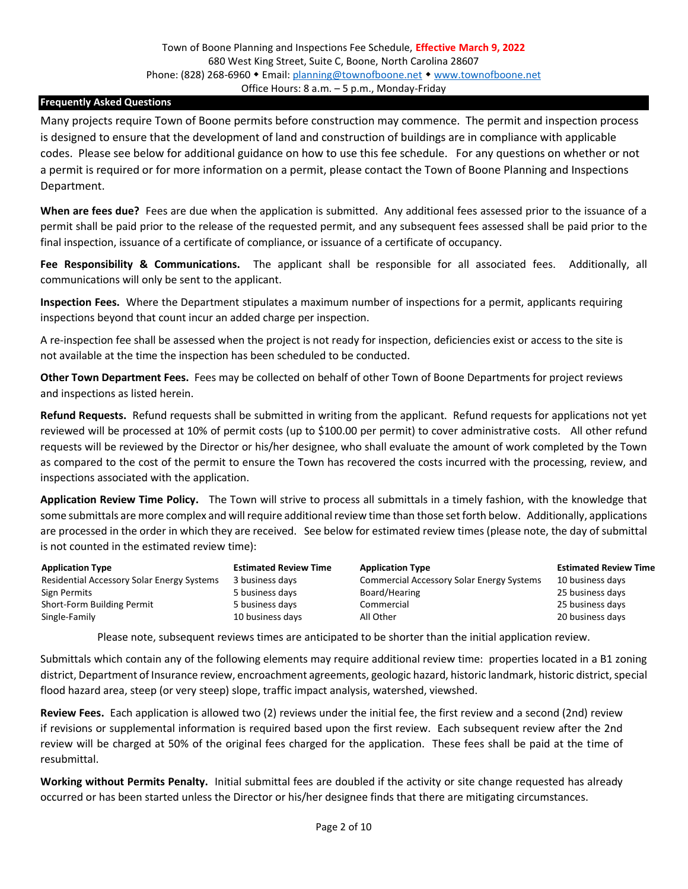Town of Boone Planning and Inspections Fee Schedule, **Effective March 9, 2022**
680 West King Street, Suite C, Boone, North Carolina 28607
Phone: (828) 268-6960 ◆ Email: planning@townofboone.net ◆ www.townofboone.net
Office Hours: 8 a.m. – 5 p.m., Monday-Friday

## Frequently Asked Questions

Many projects require Town of Boone permits before construction may commence. The permit and inspection process is designed to ensure that the development of land and construction of buildings are in compliance with applicable codes. Please see below for additional guidance on how to use this fee schedule. For any questions on whether or not a permit is required or for more information on a permit, please contact the Town of Boone Planning and Inspections Department.

**When are fees due?** Fees are due when the application is submitted. Any additional fees assessed prior to the issuance of a permit shall be paid prior to the release of the requested permit, and any subsequent fees assessed shall be paid prior to the final inspection, issuance of a certificate of compliance, or issuance of a certificate of occupancy.

**Fee Responsibility & Communications.** The applicant shall be responsible for all associated fees. Additionally, all communications will only be sent to the applicant.

**Inspection Fees.** Where the Department stipulates a maximum number of inspections for a permit, applicants requiring inspections beyond that count incur an added charge per inspection.

A re-inspection fee shall be assessed when the project is not ready for inspection, deficiencies exist or access to the site is not available at the time the inspection has been scheduled to be conducted.

**Other Town Department Fees.** Fees may be collected on behalf of other Town of Boone Departments for project reviews and inspections as listed herein.

**Refund Requests.** Refund requests shall be submitted in writing from the applicant. Refund requests for applications not yet reviewed will be processed at 10% of permit costs (up to $100.00 per permit) to cover administrative costs. All other refund requests will be reviewed by the Director or his/her designee, who shall evaluate the amount of work completed by the Town as compared to the cost of the permit to ensure the Town has recovered the costs incurred with the processing, review, and inspections associated with the application.

**Application Review Time Policy.** The Town will strive to process all submittals in a timely fashion, with the knowledge that some submittals are more complex and will require additional review time than those set forth below. Additionally, applications are processed in the order in which they are received. See below for estimated review times (please note, the day of submittal is not counted in the estimated review time):

| Application Type | Estimated Review Time | Application Type | Estimated Review Time |
|---|---|---|---|
| Residential Accessory Solar Energy Systems | 3 business days | Commercial Accessory Solar Energy Systems | 10 business days |
| Sign Permits | 5 business days | Board/Hearing | 25 business days |
| Short-Form Building Permit | 5 business days | Commercial | 25 business days |
| Single-Family | 10 business days | All Other | 20 business days |

Please note, subsequent reviews times are anticipated to be shorter than the initial application review.

Submittals which contain any of the following elements may require additional review time: properties located in a B1 zoning district, Department of Insurance review, encroachment agreements, geologic hazard, historic landmark, historic district, special flood hazard area, steep (or very steep) slope, traffic impact analysis, watershed, viewshed.

**Review Fees.** Each application is allowed two (2) reviews under the initial fee, the first review and a second (2nd) review if revisions or supplemental information is required based upon the first review. Each subsequent review after the 2nd review will be charged at 50% of the original fees charged for the application. These fees shall be paid at the time of resubmittal.

**Working without Permits Penalty.** Initial submittal fees are doubled if the activity or site change requested has already occurred or has been started unless the Director or his/her designee finds that there are mitigating circumstances.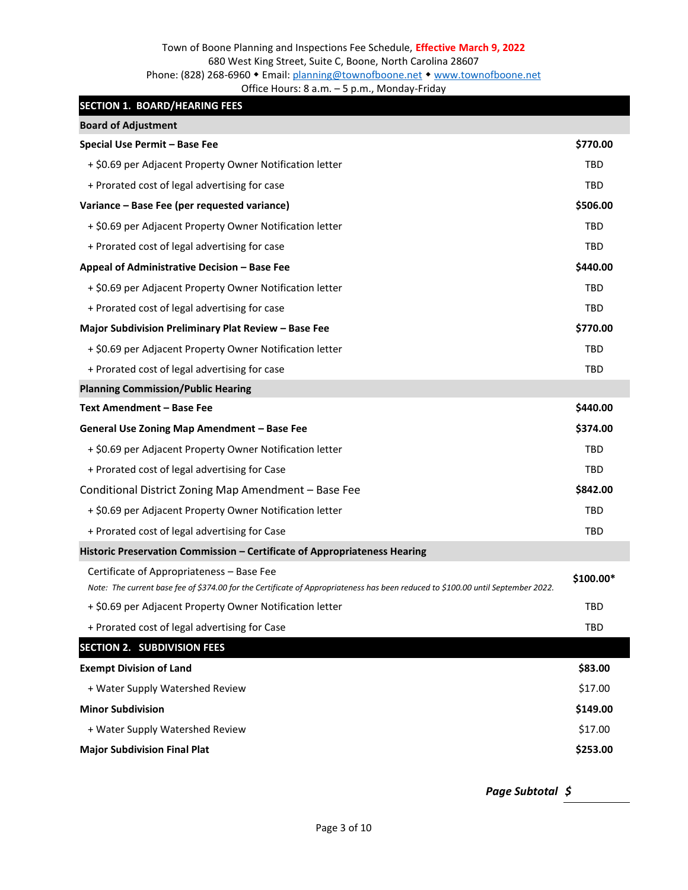Town of Boone Planning and Inspections Fee Schedule, **Effective March 9, 2022**
680 West King Street, Suite C, Boone, North Carolina 28607
Phone: (828) 268-6960 ◆ Email: planning@townofboone.net ◆ www.townofboone.net
Office Hours: 8 a.m. – 5 p.m., Monday-Friday

| **SECTION 1. BOARD/HEARING FEES** | |
|---|---|
| **Board of Adjustment** | |
| **Special Use Permit – Base Fee** | **$770.00** |
| + $0.69 per Adjacent Property Owner Notification letter | TBD |
| + Prorated cost of legal advertising for case | TBD |
| **Variance – Base Fee (per requested variance)** | **$506.00** |
| + $0.69 per Adjacent Property Owner Notification letter | TBD |
| + Prorated cost of legal advertising for case | TBD |
| **Appeal of Administrative Decision – Base Fee** | **$440.00** |
| + $0.69 per Adjacent Property Owner Notification letter | TBD |
| + Prorated cost of legal advertising for case | TBD |
| **Major Subdivision Preliminary Plat Review – Base Fee** | **$770.00** |
| + $0.69 per Adjacent Property Owner Notification letter | TBD |
| + Prorated cost of legal advertising for case | TBD |
| **Planning Commission/Public Hearing** | |
| **Text Amendment – Base Fee** | **$440.00** |
| **General Use Zoning Map Amendment – Base Fee** | **$374.00** |
| + $0.69 per Adjacent Property Owner Notification letter | TBD |
| + Prorated cost of legal advertising for Case | TBD |
| Conditional District Zoning Map Amendment – Base Fee | **$842.00** |
| + $0.69 per Adjacent Property Owner Notification letter | TBD |
| + Prorated cost of legal advertising for Case | TBD |
| **Historic Preservation Commission – Certificate of Appropriateness Hearing** | |
| Certificate of Appropriateness – Base Fee<br>*Note: The current base fee of $374.00 for the Certificate of Appropriateness has been reduced to $100.00 until September 2022.* | **$100.00*** |
| + $0.69 per Adjacent Property Owner Notification letter | TBD |
| + Prorated cost of legal advertising for Case | TBD |
| **SECTION 2. SUBDIVISION FEES** | |
| **Exempt Division of Land** | **$83.00** |
| + Water Supply Watershed Review | $17.00 |
| **Minor Subdivision** | **$149.00** |
| + Water Supply Watershed Review | $17.00 |
| **Major Subdivision Final Plat** | **$253.00** |

***Page Subtotal $*** ________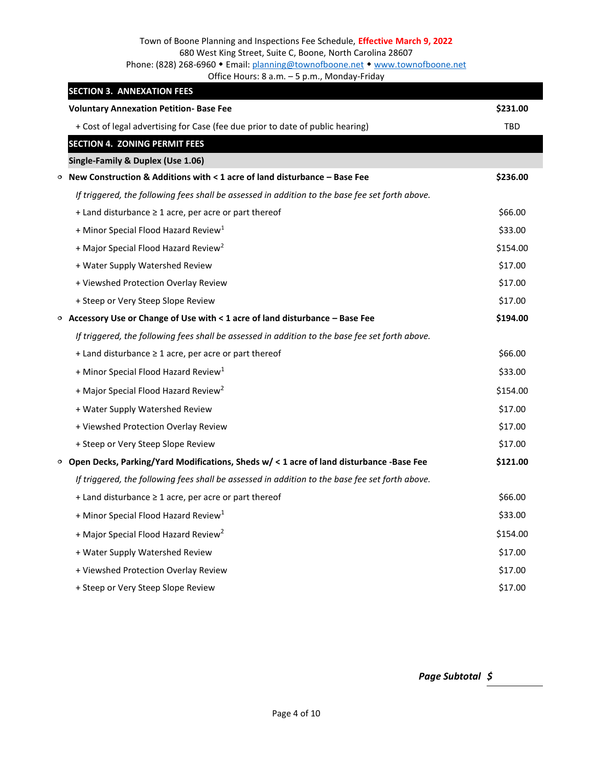Town of Boone Planning and Inspections Fee Schedule, **Effective March 9, 2022**
680 West King Street, Suite C, Boone, North Carolina 28607
Phone: (828) 268-6960 ◆ Email: planning@townofboone.net ◆ www.townofboone.net
Office Hours: 8 a.m. – 5 p.m., Monday-Friday

| SECTION 3. ANNEXATION FEES | |
|---|---|
| **Voluntary Annexation Petition- Base Fee** | **$231.00** |
| + Cost of legal advertising for Case (fee due prior to date of public hearing) | TBD |
| **SECTION 4. ZONING PERMIT FEES** | |
| **Single-Family & Duplex (Use 1.06)** | |
| ○ **New Construction & Additions with < 1 acre of land disturbance – Base Fee** | **$236.00** |
| *If triggered, the following fees shall be assessed in addition to the base fee set forth above.* | |
| + Land disturbance ≥ 1 acre, per acre or part thereof | $66.00 |
| + Minor Special Flood Hazard Review[1] | $33.00 |
| + Major Special Flood Hazard Review[2] | $154.00 |
| + Water Supply Watershed Review | $17.00 |
| + Viewshed Protection Overlay Review | $17.00 |
| + Steep or Very Steep Slope Review | $17.00 |
| ○ **Accessory Use or Change of Use with < 1 acre of land disturbance – Base Fee** | **$194.00** |
| *If triggered, the following fees shall be assessed in addition to the base fee set forth above.* | |
| + Land disturbance ≥ 1 acre, per acre or part thereof | $66.00 |
| + Minor Special Flood Hazard Review[1] | $33.00 |
| + Major Special Flood Hazard Review[2] | $154.00 |
| + Water Supply Watershed Review | $17.00 |
| + Viewshed Protection Overlay Review | $17.00 |
| + Steep or Very Steep Slope Review | $17.00 |
| ○ **Open Decks, Parking/Yard Modifications, Sheds w/ < 1 acre of land disturbance -Base Fee** | **$121.00** |
| *If triggered, the following fees shall be assessed in addition to the base fee set forth above.* | |
| + Land disturbance ≥ 1 acre, per acre or part thereof | $66.00 |
| + Minor Special Flood Hazard Review[1] | $33.00 |
| + Major Special Flood Hazard Review[2] | $154.00 |
| + Water Supply Watershed Review | $17.00 |
| + Viewshed Protection Overlay Review | $17.00 |
| + Steep or Very Steep Slope Review | $17.00 |

***Page Subtotal $*** ________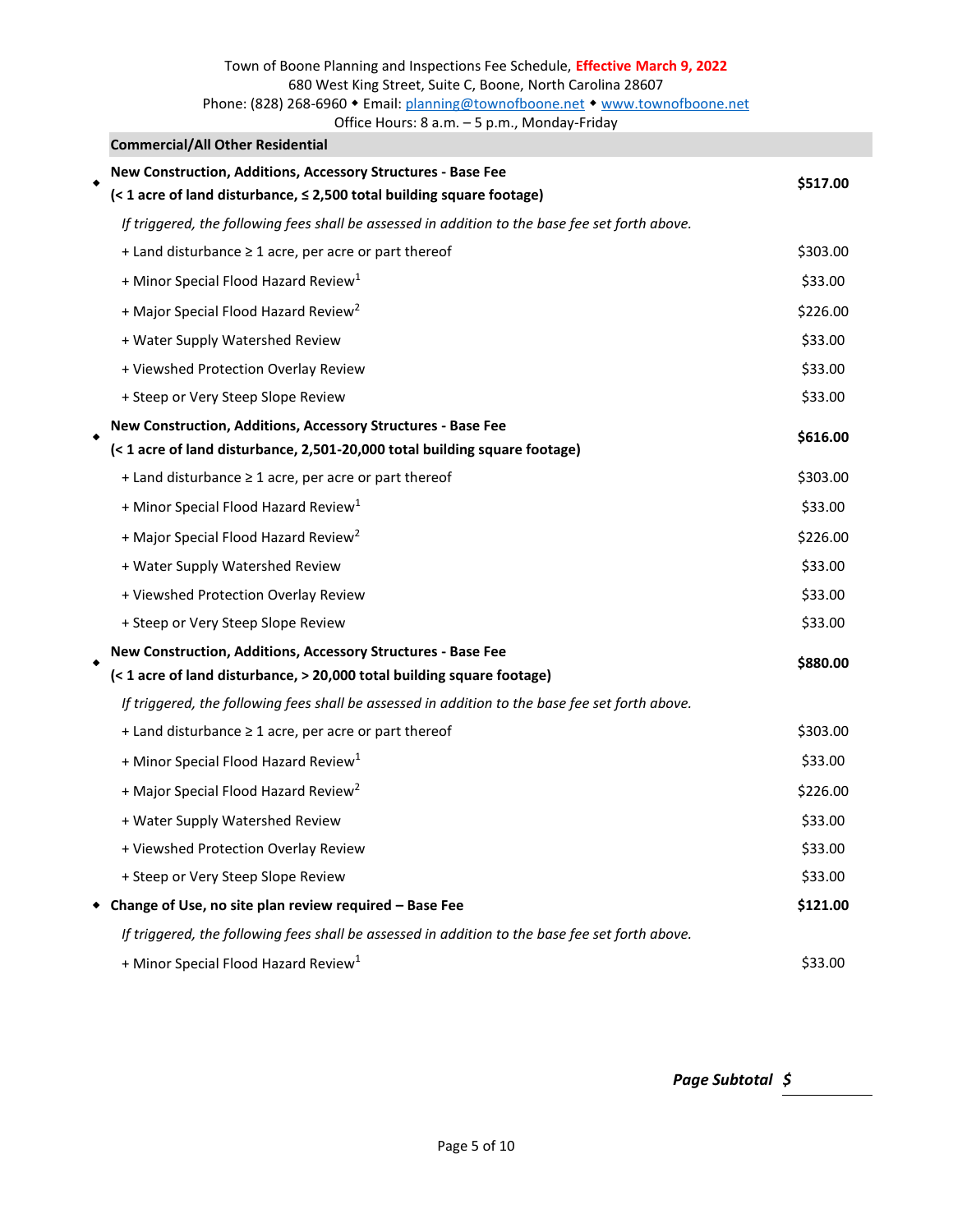Town of Boone Planning and Inspections Fee Schedule, **Effective March 9, 2022**
680 West King Street, Suite C, Boone, North Carolina 28607
Phone: (828) 268-6960 ◆ Email: planning@townofboone.net ◆ www.townofboone.net
Office Hours: 8 a.m. – 5 p.m., Monday-Friday

| **Commercial/All Other Residential** | |
|---|---|
| ◆ **New Construction, Additions, Accessory Structures - Base Fee (< 1 acre of land disturbance, ≤ 2,500 total building square footage)** | **$517.00** |
| *If triggered, the following fees shall be assessed in addition to the base fee set forth above.* | |
| + Land disturbance ≥ 1 acre, per acre or part thereof | $303.00 |
| + Minor Special Flood Hazard Review[1] | $33.00 |
| + Major Special Flood Hazard Review[2] | $226.00 |
| + Water Supply Watershed Review | $33.00 |
| + Viewshed Protection Overlay Review | $33.00 |
| + Steep or Very Steep Slope Review | $33.00 |
| ◆ **New Construction, Additions, Accessory Structures - Base Fee (< 1 acre of land disturbance, 2,501-20,000 total building square footage)** | **$616.00** |
| + Land disturbance ≥ 1 acre, per acre or part thereof | $303.00 |
| + Minor Special Flood Hazard Review[1] | $33.00 |
| + Major Special Flood Hazard Review[2] | $226.00 |
| + Water Supply Watershed Review | $33.00 |
| + Viewshed Protection Overlay Review | $33.00 |
| + Steep or Very Steep Slope Review | $33.00 |
| ◆ **New Construction, Additions, Accessory Structures - Base Fee (< 1 acre of land disturbance, > 20,000 total building square footage)** | **$880.00** |
| *If triggered, the following fees shall be assessed in addition to the base fee set forth above.* | |
| + Land disturbance ≥ 1 acre, per acre or part thereof | $303.00 |
| + Minor Special Flood Hazard Review[1] | $33.00 |
| + Major Special Flood Hazard Review[2] | $226.00 |
| + Water Supply Watershed Review | $33.00 |
| + Viewshed Protection Overlay Review | $33.00 |
| + Steep or Very Steep Slope Review | $33.00 |
| ◆ **Change of Use, no site plan review required – Base Fee** | **$121.00** |
| *If triggered, the following fees shall be assessed in addition to the base fee set forth above.* | |
| + Minor Special Flood Hazard Review[1] | $33.00 |

***Page Subtotal $*** ________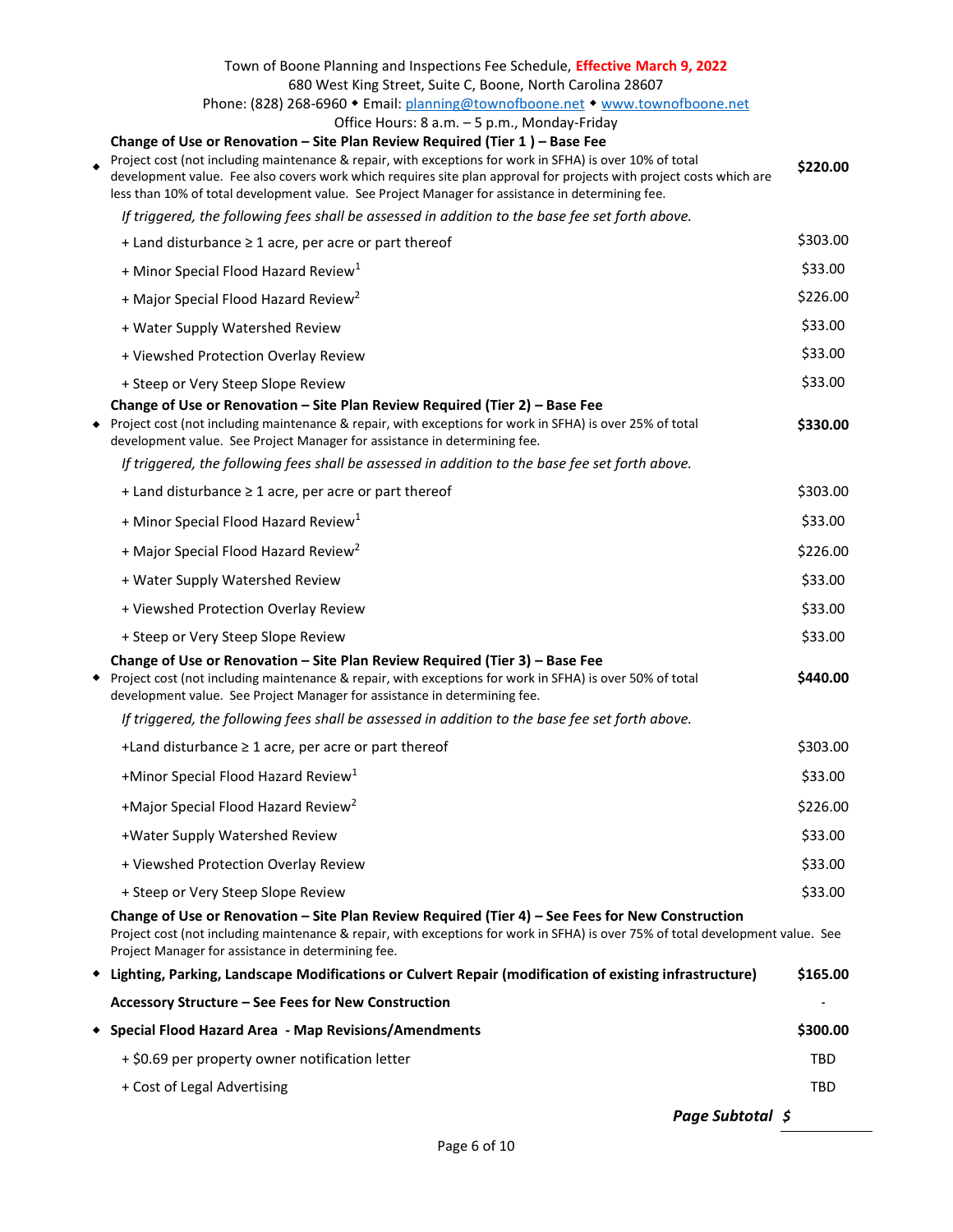Town of Boone Planning and Inspections Fee Schedule, **Effective March 9, 2022**
680 West King Street, Suite C, Boone, North Carolina 28607
Phone: (828) 268-6960 ◆ Email: planning@townofboone.net ◆ www.townofboone.net
Office Hours: 8 a.m. – 5 p.m., Monday-Friday

| Item | Fee |
|---|---|
| ◆ **Change of Use or Renovation – Site Plan Review Required (Tier 1 ) – Base Fee** Project cost (not including maintenance & repair, with exceptions for work in SFHA) is over 10% of total development value. Fee also covers work which requires site plan approval for projects with project costs which are less than 10% of total development value. See Project Manager for assistance in determining fee. | **$220.00** |
| *If triggered, the following fees shall be assessed in addition to the base fee set forth above.* | |
| + Land disturbance ≥ 1 acre, per acre or part thereof | $303.00 |
| + Minor Special Flood Hazard Review[1] | $33.00 |
| + Major Special Flood Hazard Review[2] | $226.00 |
| + Water Supply Watershed Review | $33.00 |
| + Viewshed Protection Overlay Review | $33.00 |
| + Steep or Very Steep Slope Review | $33.00 |
| ◆ **Change of Use or Renovation – Site Plan Review Required (Tier 2) – Base Fee** Project cost (not including maintenance & repair, with exceptions for work in SFHA) is over 25% of total development value. See Project Manager for assistance in determining fee. | **$330.00** |
| *If triggered, the following fees shall be assessed in addition to the base fee set forth above.* | |
| + Land disturbance ≥ 1 acre, per acre or part thereof | $303.00 |
| + Minor Special Flood Hazard Review[1] | $33.00 |
| + Major Special Flood Hazard Review[2] | $226.00 |
| + Water Supply Watershed Review | $33.00 |
| + Viewshed Protection Overlay Review | $33.00 |
| + Steep or Very Steep Slope Review | $33.00 |
| ◆ **Change of Use or Renovation – Site Plan Review Required (Tier 3) – Base Fee** Project cost (not including maintenance & repair, with exceptions for work in SFHA) is over 50% of total development value. See Project Manager for assistance in determining fee. | **$440.00** |
| *If triggered, the following fees shall be assessed in addition to the base fee set forth above.* | |
| +Land disturbance ≥ 1 acre, per acre or part thereof | $303.00 |
| +Minor Special Flood Hazard Review[1] | $33.00 |
| +Major Special Flood Hazard Review[2] | $226.00 |
| +Water Supply Watershed Review | $33.00 |
| + Viewshed Protection Overlay Review | $33.00 |
| + Steep or Very Steep Slope Review | $33.00 |
| **Change of Use or Renovation – Site Plan Review Required (Tier 4) – See Fees for New Construction** Project cost (not including maintenance & repair, with exceptions for work in SFHA) is over 75% of total development value. See Project Manager for assistance in determining fee. | |
| ◆ **Lighting, Parking, Landscape Modifications or Culvert Repair (modification of existing infrastructure)** | **$165.00** |
| **Accessory Structure – See Fees for New Construction** | - |
| ◆ **Special Flood Hazard Area - Map Revisions/Amendments** | **$300.00** |
| + $0.69 per property owner notification letter | TBD |
| + Cost of Legal Advertising | TBD |

***Page Subtotal $*** \_\_\_\_\_\_\_\_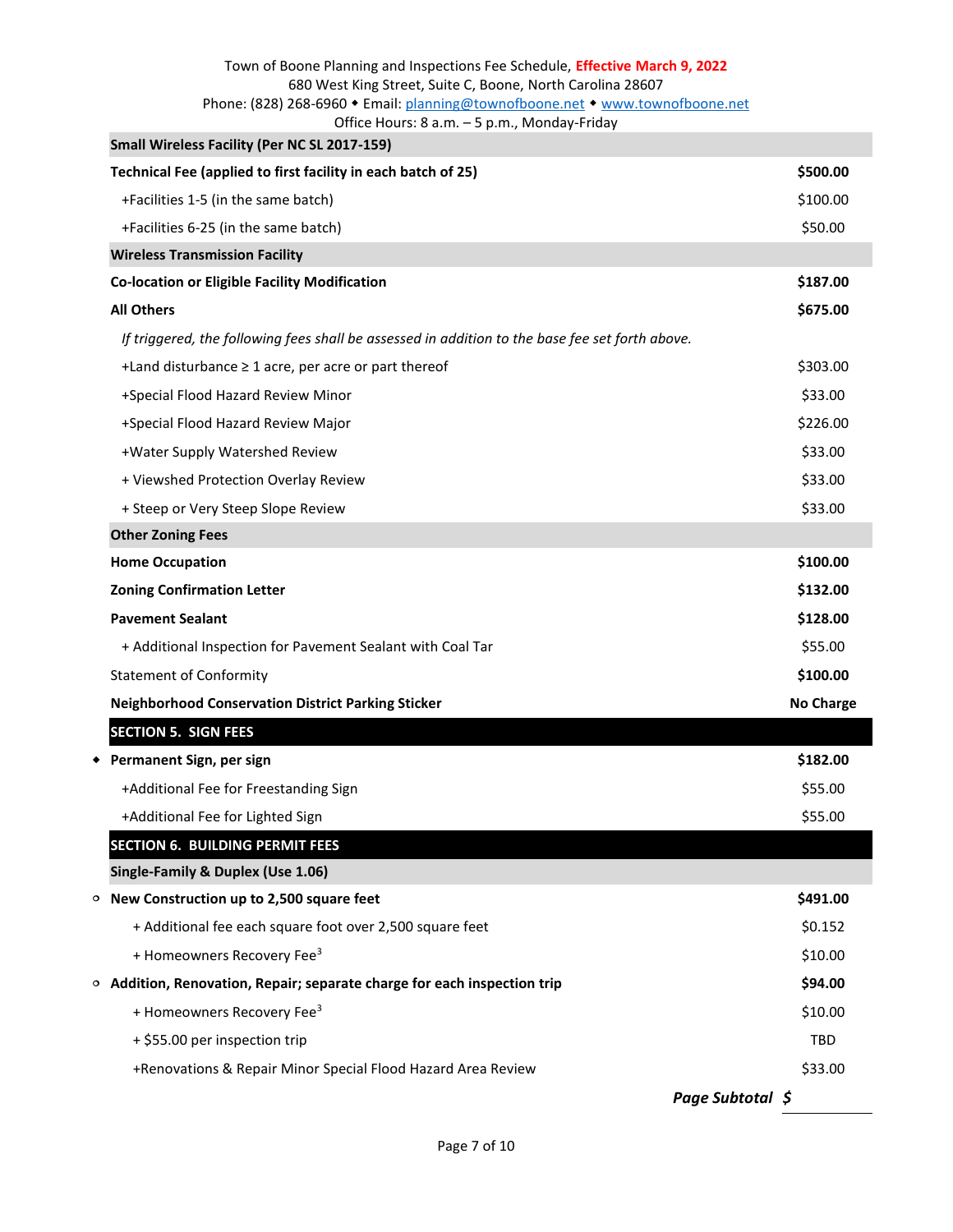Town of Boone Planning and Inspections Fee Schedule, **Effective March 9, 2022**
680 West King Street, Suite C, Boone, North Carolina 28607
Phone: (828) 268-6960 ◆ Email: planning@townofboone.net ◆ www.townofboone.net
Office Hours: 8 a.m. – 5 p.m., Monday-Friday

| | |
|---|---|
| **Small Wireless Facility (Per NC SL 2017-159)** | |
| **Technical Fee (applied to first facility in each batch of 25)** | **$500.00** |
| +Facilities 1-5 (in the same batch) | $100.00 |
| +Facilities 6-25 (in the same batch) | $50.00 |
| **Wireless Transmission Facility** | |
| **Co-location or Eligible Facility Modification** | **$187.00** |
| **All Others** | **$675.00** |
| *If triggered, the following fees shall be assessed in addition to the base fee set forth above.* | |
| +Land disturbance ≥ 1 acre, per acre or part thereof | $303.00 |
| +Special Flood Hazard Review Minor | $33.00 |
| +Special Flood Hazard Review Major | $226.00 |
| +Water Supply Watershed Review | $33.00 |
| + Viewshed Protection Overlay Review | $33.00 |
| + Steep or Very Steep Slope Review | $33.00 |
| **Other Zoning Fees** | |
| **Home Occupation** | **$100.00** |
| **Zoning Confirmation Letter** | **$132.00** |
| **Pavement Sealant** | **$128.00** |
| + Additional Inspection for Pavement Sealant with Coal Tar | $55.00 |
| Statement of Conformity | **$100.00** |
| **Neighborhood Conservation District Parking Sticker** | **No Charge** |
| **SECTION 5. SIGN FEES** | |
| ◆ **Permanent Sign, per sign** | **$182.00** |
| +Additional Fee for Freestanding Sign | $55.00 |
| +Additional Fee for Lighted Sign | $55.00 |
| **SECTION 6. BUILDING PERMIT FEES** | |
| **Single-Family & Duplex (Use 1.06)** | |
| ○ **New Construction up to 2,500 square feet** | **$491.00** |
| + Additional fee each square foot over 2,500 square feet | $0.152 |
| + Homeowners Recovery Fee[3] | $10.00 |
| ○ **Addition, Renovation, Repair; separate charge for each inspection trip** | **$94.00** |
| + Homeowners Recovery Fee[3] | $10.00 |
| + $55.00 per inspection trip | TBD |
| +Renovations & Repair Minor Special Flood Hazard Area Review | $33.00 |

***Page Subtotal $*** ________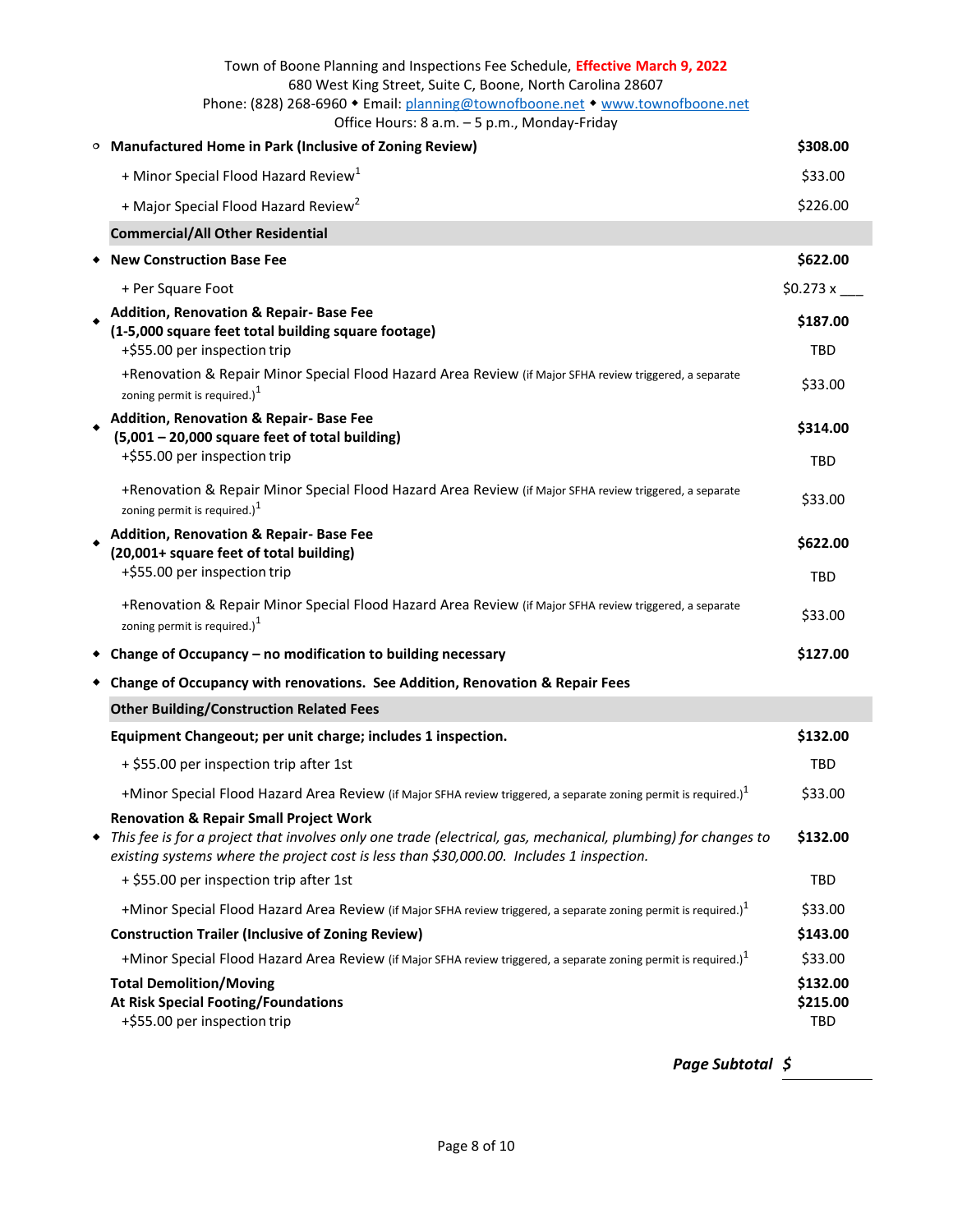Town of Boone Planning and Inspections Fee Schedule, **Effective March 9, 2022**
680 West King Street, Suite C, Boone, North Carolina 28607
Phone: (828) 268-6960 ◆ Email: planning@townofboone.net ◆ www.townofboone.net
Office Hours: 8 a.m. – 5 p.m., Monday-Friday

| | Item | Fee |
|---|---|---|
| ○ | **Manufactured Home in Park (Inclusive of Zoning Review)** | **$308.00** |
| | + Minor Special Flood Hazard Review[1] | $33.00 |
| | + Major Special Flood Hazard Review[2] | $226.00 |
| | **Commercial/All Other Residential** | |
| ◆ | **New Construction Base Fee** | **$622.00** |
| | + Per Square Foot | $0.273 x ___ |
| ◆ | **Addition, Renovation & Repair- Base Fee (1-5,000 square feet total building square footage)** | **$187.00** |
| | +$55.00 per inspection trip | TBD |
| | +Renovation & Repair Minor Special Flood Hazard Area Review (if Major SFHA review triggered, a separate zoning permit is required.)[1] | $33.00 |
| ◆ | **Addition, Renovation & Repair- Base Fee (5,001 – 20,000 square feet of total building)** | **$314.00** |
| | +$55.00 per inspection trip | TBD |
| | +Renovation & Repair Minor Special Flood Hazard Area Review (if Major SFHA review triggered, a separate zoning permit is required.)[1] | $33.00 |
| ◆ | **Addition, Renovation & Repair- Base Fee (20,001+ square feet of total building)** | **$622.00** |
| | +$55.00 per inspection trip | TBD |
| | +Renovation & Repair Minor Special Flood Hazard Area Review (if Major SFHA review triggered, a separate zoning permit is required.)[1] | $33.00 |
| ◆ | **Change of Occupancy – no modification to building necessary** | **$127.00** |
| ◆ | **Change of Occupancy with renovations. See Addition, Renovation & Repair Fees** | |
| | **Other Building/Construction Related Fees** | |
| | **Equipment Changeout; per unit charge; includes 1 inspection.** | **$132.00** |
| | + $55.00 per inspection trip after 1st | TBD |
| | +Minor Special Flood Hazard Area Review (if Major SFHA review triggered, a separate zoning permit is required.)[1] | $33.00 |
| ◆ | **Renovation & Repair Small Project Work** *This fee is for a project that involves only one trade (electrical, gas, mechanical, plumbing) for changes to existing systems where the project cost is less than $30,000.00. Includes 1 inspection.* | **$132.00** |
| | + $55.00 per inspection trip after 1st | TBD |
| | +Minor Special Flood Hazard Area Review (if Major SFHA review triggered, a separate zoning permit is required.)[1] | $33.00 |
| | **Construction Trailer (Inclusive of Zoning Review)** | **$143.00** |
| | +Minor Special Flood Hazard Area Review (if Major SFHA review triggered, a separate zoning permit is required.)[1] | $33.00 |
| | **Total Demolition/Moving** | **$132.00** |
| | **At Risk Special Footing/Foundations** | **$215.00** |
| | +$55.00 per inspection trip | TBD |

***Page Subtotal $*** ______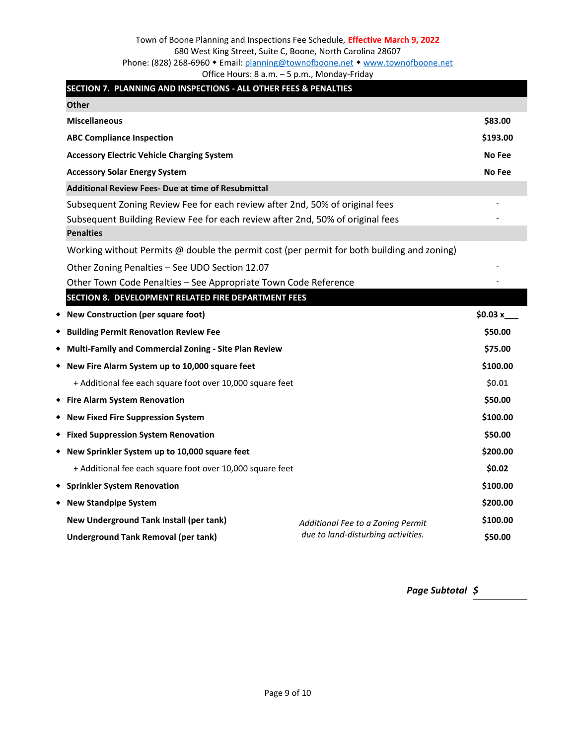Town of Boone Planning and Inspections Fee Schedule, **Effective March 9, 2022**
680 West King Street, Suite C, Boone, North Carolina 28607
Phone: (828) 268-6960 ◆ Email: planning@townofboone.net ◆ www.townofboone.net
Office Hours: 8 a.m. – 5 p.m., Monday-Friday

| **SECTION 7. PLANNING AND INSPECTIONS - ALL OTHER FEES & PENALTIES** | | |
|---|---|---|
| **Other** | | |
| **Miscellaneous** | | **$83.00** |
| **ABC Compliance Inspection** | | **$193.00** |
| **Accessory Electric Vehicle Charging System** | | **No Fee** |
| **Accessory Solar Energy System** | | **No Fee** |
| **Additional Review Fees- Due at time of Resubmittal** | | |
| Subsequent Zoning Review Fee for each review after 2nd, 50% of original fees | | - |
| Subsequent Building Review Fee for each review after 2nd, 50% of original fees | | - |
| **Penalties** | | |
| Working without Permits @ double the permit cost (per permit for both building and zoning) | | |
| Other Zoning Penalties – See UDO Section 12.07 | | - |
| Other Town Code Penalties – See Appropriate Town Code Reference | | - |
| **SECTION 8. DEVELOPMENT RELATED FIRE DEPARTMENT FEES** | | |
| ◆ **New Construction (per square foot)** | | **$0.03 x___** |
| ◆ **Building Permit Renovation Review Fee** | | **$50.00** |
| ◆ **Multi-Family and Commercial Zoning - Site Plan Review** | | **$75.00** |
| ◆ **New Fire Alarm System up to 10,000 square feet** | | **$100.00** |
| + Additional fee each square foot over 10,000 square feet | | **$0.01** |
| ◆ **Fire Alarm System Renovation** | | **$50.00** |
| ◆ **New Fixed Fire Suppression System** | | **$100.00** |
| ◆ **Fixed Suppression System Renovation** | | **$50.00** |
| ◆ **New Sprinkler System up to 10,000 square feet** | | **$200.00** |
| + Additional fee each square foot over 10,000 square feet | | **$0.02** |
| ◆ **Sprinkler System Renovation** | | **$100.00** |
| ◆ **New Standpipe System** | | **$200.00** |
| **New Underground Tank Install (per tank)** | *Additional Fee to a Zoning Permit due to land-disturbing activities.* | **$100.00** |
| **Underground Tank Removal (per tank)** | | **$50.00** |

***Page Subtotal $*** ________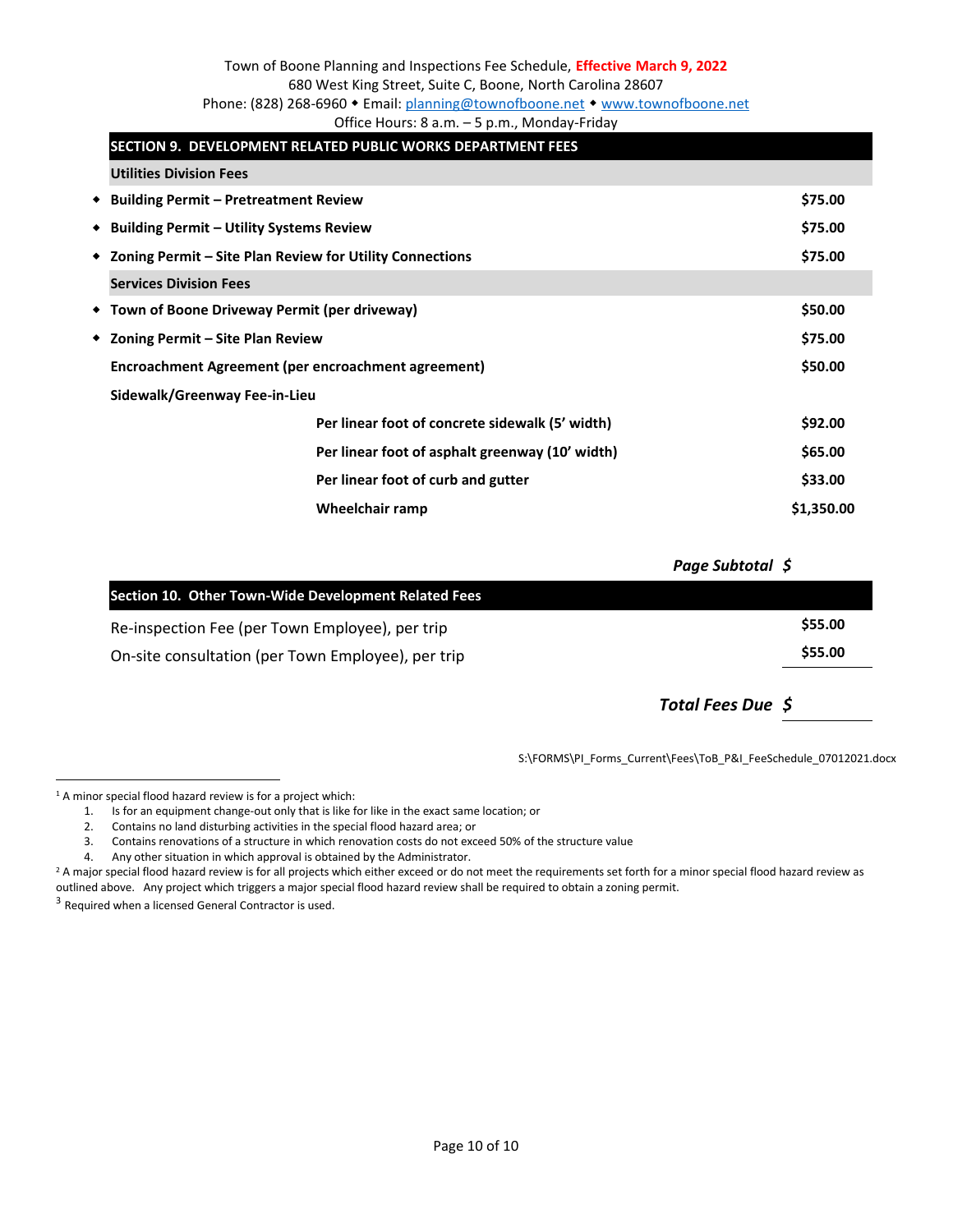Town of Boone Planning and Inspections Fee Schedule, **Effective March 9, 2022**
680 West King Street, Suite C, Boone, North Carolina 28607
Phone: (828) 268-6960 ◆ Email: planning@townofboone.net ◆ www.townofboone.net
Office Hours: 8 a.m. – 5 p.m., Monday-Friday

| **SECTION 9. DEVELOPMENT RELATED PUBLIC WORKS DEPARTMENT FEES** | |
|---|---|
| **Utilities Division Fees** | |
| ◆ **Building Permit – Pretreatment Review** | **$75.00** |
| ◆ **Building Permit – Utility Systems Review** | **$75.00** |
| ◆ **Zoning Permit – Site Plan Review for Utility Connections** | **$75.00** |
| **Services Division Fees** | |
| ◆ **Town of Boone Driveway Permit (per driveway)** | **$50.00** |
| ◆ **Zoning Permit – Site Plan Review** | **$75.00** |
| **Encroachment Agreement (per encroachment agreement)** | **$50.00** |
| **Sidewalk/Greenway Fee-in-Lieu** | |
| **Per linear foot of concrete sidewalk (5' width)** | **$92.00** |
| **Per linear foot of asphalt greenway (10' width)** | **$65.00** |
| **Per linear foot of curb and gutter** | **$33.00** |
| **Wheelchair ramp** | **$1,350.00** |

***Page Subtotal $*** ______

| **Section 10. Other Town-Wide Development Related Fees** | |
|---|---|
| Re-inspection Fee (per Town Employee), per trip | **$55.00** |
| On-site consultation (per Town Employee), per trip | **$55.00** |

***Total Fees Due $*** ______

S:\FORMS\PI_Forms_Current\Fees\ToB_P&I_FeeSchedule_07012021.docx

[1] A minor special flood hazard review is for a project which:

1. Is for an equipment change-out only that is like for like in the exact same location; or
2. Contains no land disturbing activities in the special flood hazard area; or
3. Contains renovations of a structure in which renovation costs do not exceed 50% of the structure value
4. Any other situation in which approval is obtained by the Administrator.

[2] A major special flood hazard review is for all projects which either exceed or do not meet the requirements set forth for a minor special flood hazard review as outlined above. Any project which triggers a major special flood hazard review shall be required to obtain a zoning permit.

[3] Required when a licensed General Contractor is used.